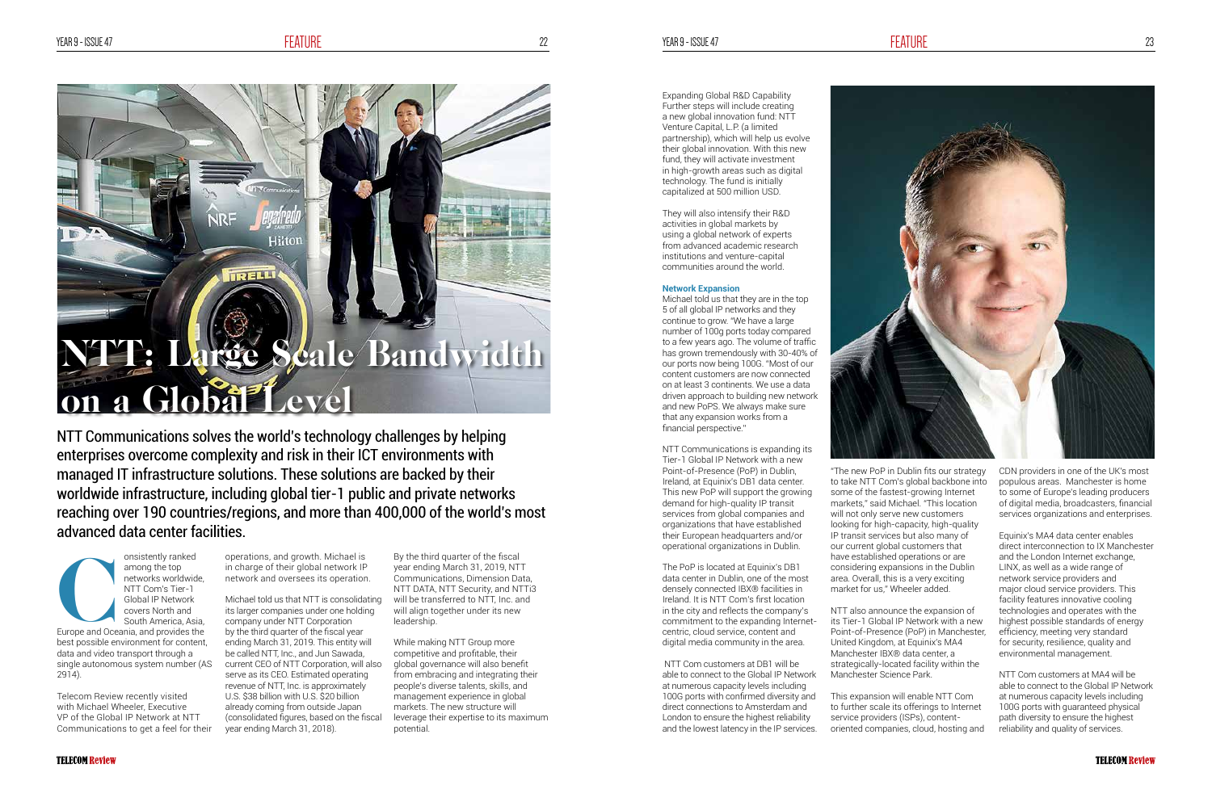# NTT: Large Scale Bandwidth on a Global Level

NTT Communications solves the world's technology challenges by helping enterprises overcome complexity and risk in their ICT environments with managed IT infrastructure solutions. These solutions are backed by their worldwide infrastructure, including global tier-1 public and private networks reaching over 190 countries/regions, and more than 400,000 of the world's most advanced data center facilities.

Consistently ranked among the top networks worldwide, NTT Com's Tier-1 Global IP Network covers North and South America, Asia, Europe and Oceania, and provides the best possible environment for content, data and video transport through a single autonomous system number (AS 2914).

Telecom Review recently visited with Michael Wheeler, Executive VP of the Global IP Network at NTT Communications to get a feel for their operations, and growth. Michael is in charge of their global network IP network and oversees its operation.

Michael told us that NTT is consolidating its larger companies under one holding company under NTT Corporation by the third quarter of the fiscal year ending March 31, 2019. This entity will be called NTT, Inc., and Jun Sawada, current CEO of NTT Corporation, will also serve as its CEO. Estimated operating revenue of NTT, Inc. is approximately U.S. $38 billion with U.S. $20 billion already coming from outside Japan (consolidated figures, based on the fiscal year ending March 31, 2018).

By the third quarter of the fiscal year ending March 31, 2019, NTT Communications, Dimension Data, NTT DATA, NTT Security, and NTTi3 will be transferred to NTT, Inc. and will align together under its new leadership.

While making NTT Group more competitive and profitable, their global governance will also benefit from embracing and integrating their people's diverse talents, skills, and management experience in global markets. The new structure will leverage their expertise to its maximum potential.

Expanding Global R&D Capability
Further steps will include creating a new global innovation fund: NTT Venture Capital, L.P. (a limited partnership), which will help us evolve their global innovation. With this new fund, they will activate investment in high-growth areas such as digital technology. The fund is initially capitalized at 500 million USD.

They will also intensify their R&D activities in global markets by using a global network of experts from advanced academic research institutions and venture-capital communities around the world.

### Network Expansion

Michael told us that they are in the top 5 of all global IP networks and they continue to grow. "We have a large number of 100g ports today compared to a few years ago. The volume of traffic has grown tremendously with 30-40% of our ports now being 100G. "Most of our content customers are now connected on at least 3 continents. We use a data driven approach to building new network and new PoPS. We always make sure that any expansion works from a financial perspective."

NTT Communications is expanding its Tier-1 Global IP Network with a new Point-of-Presence (PoP) in Dublin, Ireland, at Equinix's DB1 data center. This new PoP will support the growing demand for high-quality IP transit services from global companies and organizations that have established their European headquarters and/or operational organizations in Dublin.

The PoP is located at Equinix's DB1 data center in Dublin, one of the most densely connected IBX® facilities in Ireland. It is NTT Com's first location in the city and reflects the company's commitment to the expanding Internet-centric, cloud service, content and digital media community in the area.

NTT Com customers at DB1 will be able to connect to the Global IP Network at numerous capacity levels including 100G ports with confirmed diversity and direct connections to Amsterdam and London to ensure the highest reliability and the lowest latency in the IP services.

"The new PoP in Dublin fits our strategy to take NTT Com's global backbone into some of the fastest-growing Internet markets," said Michael. "This location will not only serve new customers looking for high-capacity, high-quality IP transit services but also many of our current global customers that have established operations or are considering expansions in the Dublin area. Overall, this is a very exciting market for us," Wheeler added.

NTT also announce the expansion of its Tier-1 Global IP Network with a new Point-of-Presence (PoP) in Manchester, United Kingdom, at Equinix's MA4 Manchester IBX® data center, a strategically-located facility within the Manchester Science Park.

This expansion will enable NTT Com to further scale its offerings to Internet service providers (ISPs), content-oriented companies, cloud, hosting and CDN providers in one of the UK's most populous areas. Manchester is home to some of Europe's leading producers of digital media, broadcasters, financial services organizations and enterprises.

Equinix's MA4 data center enables direct interconnection to IX Manchester and the London Internet exchange, LINX, as well as a wide range of network service providers and major cloud service providers. This facility features innovative cooling technologies and operates with the highest possible standards of energy efficiency, meeting very standard for security, resilience, quality and environmental management.

NTT Com customers at MA4 will be able to connect to the Global IP Network at numerous capacity levels including 100G ports with guaranteed physical path diversity to ensure the highest reliability and quality of services.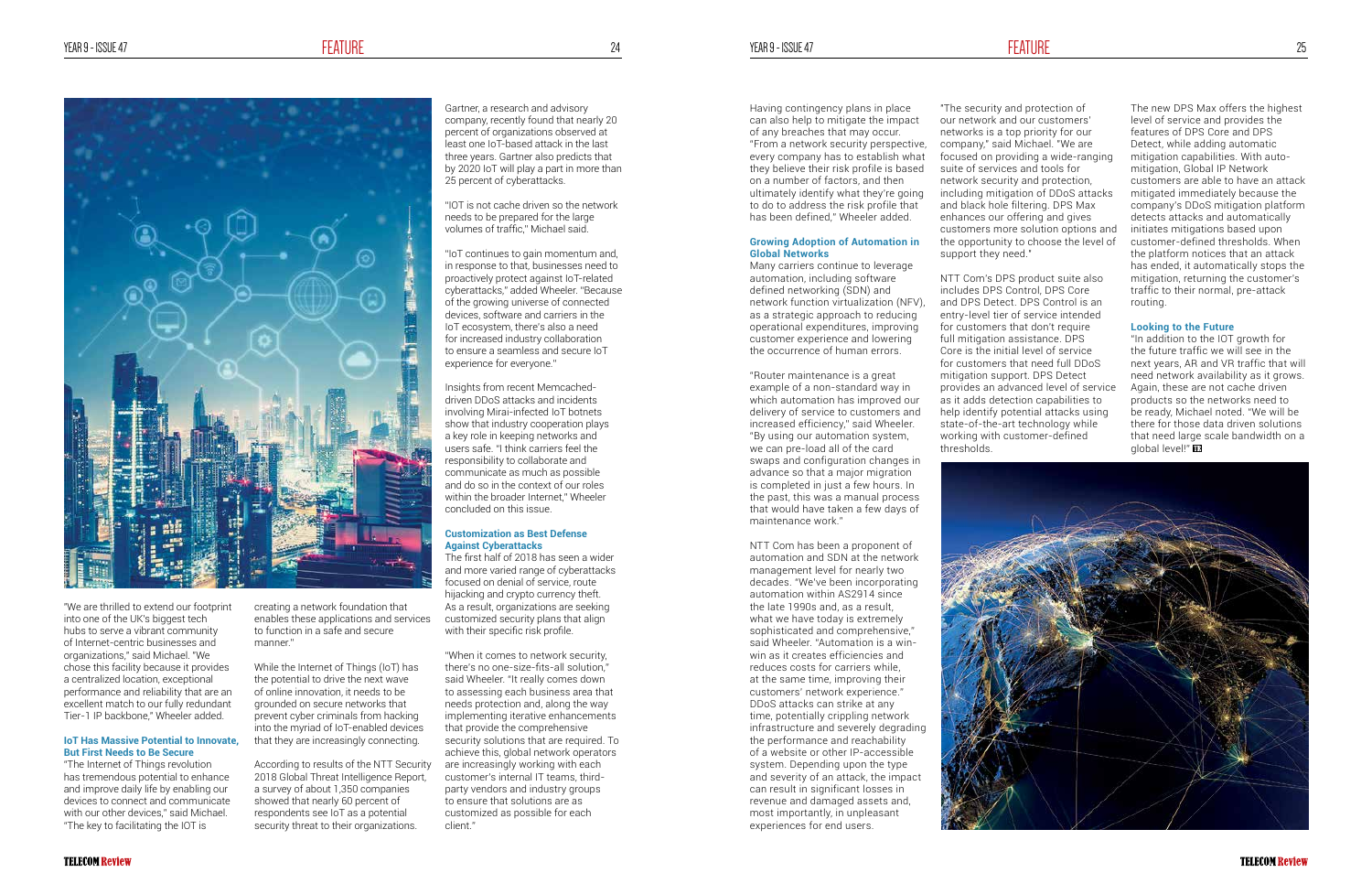"We are thrilled to extend our footprint into one of the UK's biggest tech hubs to serve a vibrant community of Internet-centric businesses and organizations," said Michael. "We chose this facility because it provides a centralized location, exceptional performance and reliability that are an excellent match to our fully redundant Tier-1 IP backbone," Wheeler added.

### IoT Has Massive Potential to Innovate, But First Needs to Be Secure

"The Internet of Things revolution has tremendous potential to enhance and improve daily life by enabling our devices to connect and communicate with our other devices," said Michael. "The key to facilitating the IOT is creating a network foundation that enables these applications and services to function in a safe and secure manner."

While the Internet of Things (IoT) has the potential to drive the next wave of online innovation, it needs to be grounded on secure networks that prevent cyber criminals from hacking into the myriad of IoT-enabled devices that they are increasingly connecting.

According to results of the NTT Security 2018 Global Threat Intelligence Report, a survey of about 1,350 companies showed that nearly 60 percent of respondents see IoT as a potential security threat to their organizations.

Gartner, a research and advisory company, recently found that nearly 20 percent of organizations observed at least one IoT-based attack in the last three years. Gartner also predicts that by 2020 IoT will play a part in more than 25 percent of cyberattacks.

"IOT is not cache driven so the network needs to be prepared for the large volumes of traffic," Michael said.

"IoT continues to gain momentum and, in response to that, businesses need to proactively protect against IoT-related cyberattacks," added Wheeler. "Because of the growing universe of connected devices, software and carriers in the IoT ecosystem, there's also a need for increased industry collaboration to ensure a seamless and secure IoT experience for everyone."

Insights from recent Memcached-driven DDoS attacks and incidents involving Mirai-infected IoT botnets show that industry cooperation plays a key role in keeping networks and users safe. "I think carriers feel the responsibility to collaborate and communicate as much as possible and do so in the context of our roles within the broader Internet," Wheeler concluded on this issue.

### Customization as Best Defense Against Cyberattacks

The first half of 2018 has seen a wider and more varied range of cyberattacks focused on denial of service, route hijacking and crypto currency theft. As a result, organizations are seeking customized security plans that align with their specific risk profile.

"When it comes to network security, there's no one-size-fits-all solution," said Wheeler. "It really comes down to assessing each business area that needs protection and, along the way implementing iterative enhancements that provide the comprehensive security solutions that are required. To achieve this, global network operators are increasingly working with each customer's internal IT teams, third-party vendors and industry groups to ensure that solutions are as customized as possible for each client."

Having contingency plans in place can also help to mitigate the impact of any breaches that may occur. "From a network security perspective, every company has to establish what they believe their risk profile is based on a number of factors, and then ultimately identify what they're going to do to address the risk profile that has been defined," Wheeler added.

### Growing Adoption of Automation in Global Networks

Many carriers continue to leverage automation, including software defined networking (SDN) and network function virtualization (NFV), as a strategic approach to reducing operational expenditures, improving customer experience and lowering the occurrence of human errors.

"Router maintenance is a great example of a non-standard way in which automation has improved our delivery of service to customers and increased efficiency," said Wheeler. "By using our automation system, we can pre-load all of the card swaps and configuration changes in advance so that a major migration is completed in just a few hours. In the past, this was a manual process that would have taken a few days of maintenance work."

NTT Com has been a proponent of automation and SDN at the network management level for nearly two decades. "We've been incorporating automation within AS2914 since the late 1990s and, as a result, what we have today is extremely sophisticated and comprehensive," said Wheeler. "Automation is a win-win as it creates efficiencies and reduces costs for carriers while, at the same time, improving their customers' network experience." DDoS attacks can strike at any time, potentially crippling network infrastructure and severely degrading the performance and reachability of a website or other IP-accessible system. Depending upon the type and severity of an attack, the impact can result in significant losses in revenue and damaged assets and, most importantly, in unpleasant experiences for end users.

"The security and protection of our network and our customers' networks is a top priority for our company," said Michael. "We are focused on providing a wide-ranging suite of services and tools for network security and protection, including mitigation of DDoS attacks and black hole filtering. DPS Max enhances our offering and gives customers more solution options and the opportunity to choose the level of support they need."

NTT Com's DPS product suite also includes DPS Control, DPS Core and DPS Detect. DPS Control is an entry-level tier of service intended for customers that don't require full mitigation assistance. DPS Core is the initial level of service for customers that need full DDoS mitigation support. DPS Detect provides an advanced level of service as it adds detection capabilities to help identify potential attacks using state-of-the-art technology while working with customer-defined thresholds.

The new DPS Max offers the highest level of service and provides the features of DPS Core and DPS Detect, while adding automatic mitigation capabilities. With auto-mitigation, Global IP Network customers are able to have an attack mitigated immediately because the company's DDoS mitigation platform detects attacks and automatically initiates mitigations based upon customer-defined thresholds. When the platform notices that an attack has ended, it automatically stops the mitigation, returning the customer's traffic to their normal, pre-attack routing.

### Looking to the Future

"In addition to the IOT growth for the future traffic we will see in the next years, AR and VR traffic that will need network availability as it grows. Again, these are not cache driven products so the networks need to be ready, Michael noted. "We will be there for those data driven solutions that need large scale bandwidth on a global level!"